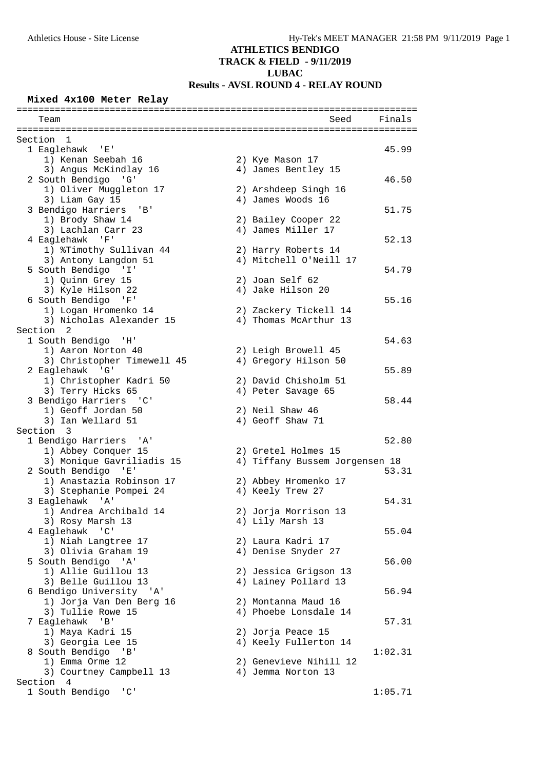# ATHLETICS BENDIGO
## TRACK & FIELD - 9/11/2019
## LUBAC
## Results - AVSL ROUND 4 - RELAY ROUND

### Mixed 4x100 Meter Relay

```
========================================================================
   Team                                               Seed     Finals
========================================================================
Section  1
  1 Eaglehawk  'E'                                               45.99
     1) Kenan Seebah 16                 2) Kye Mason 17
     3) Angus McKindlay 16              4) James Bentley 15
  2 South Bendigo  'G'                                           46.50
     1) Oliver Muggleton 17             2) Arshdeep Singh 16
     3) Liam Gay 15                     4) James Woods 16
  3 Bendigo Harriers  'B'                                        51.75
     1) Brody Shaw 14                   2) Bailey Cooper 22
     3) Lachlan Carr 23                 4) James Miller 17
  4 Eaglehawk  'F'                                               52.13
     1) %Timothy Sullivan 44            2) Harry Roberts 14
     3) Antony Langdon 51               4) Mitchell O'Neill 17
  5 South Bendigo  'I'                                           54.79
     1) Quinn Grey 15                   2) Joan Self 62
     3) Kyle Hilson 22                  4) Jake Hilson 20
  6 South Bendigo  'F'                                           55.16
     1) Logan Hromenko 14               2) Zackery Tickell 14
     3) Nicholas Alexander 15           4) Thomas McArthur 13
Section  2
  1 South Bendigo  'H'                                           54.63
     1) Aaron Norton 40                 2) Leigh Browell 45
     3) Christopher Timewell 45         4) Gregory Hilson 50
  2 Eaglehawk  'G'                                               55.89
     1) Christopher Kadri 50            2) David Chisholm 51
     3) Terry Hicks 65                  4) Peter Savage 65
  3 Bendigo Harriers  'C'                                        58.44
     1) Geoff Jordan 50                 2) Neil Shaw 46
     3) Ian Wellard 51                  4) Geoff Shaw 71
Section  3
  1 Bendigo Harriers  'A'                                        52.80
     1) Abbey Conquer 15                2) Gretel Holmes 15
     3) Monique Gavriliadis 15          4) Tiffany Bussem Jorgensen 18
  2 South Bendigo  'E'                                           53.31
     1) Anastazia Robinson 17           2) Abbey Hromenko 17
     3) Stephanie Pompei 24             4) Keely Trew 27
  3 Eaglehawk  'A'                                               54.31
     1) Andrea Archibald 14             2) Jorja Morrison 13
     3) Rosy Marsh 13                   4) Lily Marsh 13
  4 Eaglehawk  'C'                                               55.04
     1) Niah Langtree 17                2) Laura Kadri 17
     3) Olivia Graham 19                4) Denise Snyder 27
  5 South Bendigo  'A'                                           56.00
     1) Allie Guillou 13                2) Jessica Grigson 13
     3) Belle Guillou 13                4) Lainey Pollard 13
  6 Bendigo University  'A'                                      56.94
     1) Jorja Van Den Berg 16           2) Montanna Maud 16
     3) Tullie Rowe 15                  4) Phoebe Lonsdale 14
  7 Eaglehawk  'B'                                               57.31
     1) Maya Kadri 15                   2) Jorja Peace 15
     3) Georgia Lee 15                  4) Keely Fullerton 14
  8 South Bendigo  'B'                                         1:02.31
     1) Emma Orme 12                    2) Genevieve Nihill 12
     3) Courtney Campbell 13            4) Jemma Norton 13
Section  4
  1 South Bendigo  'C'                                         1:05.71
```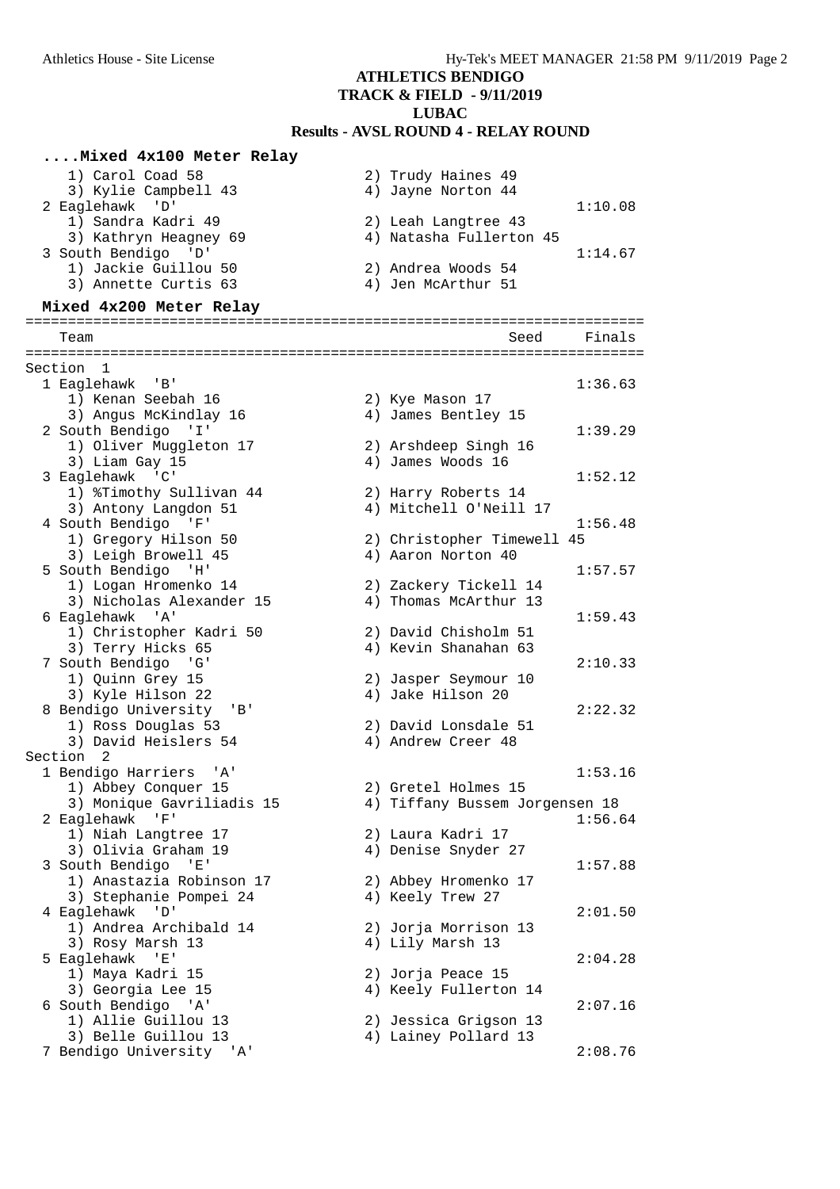# ATHLETICS BENDIGO
## TRACK & FIELD - 9/11/2019
## LUBAC
## Results - AVSL ROUND 4 - RELAY ROUND

### ....Mixed 4x100 Meter Relay

```
    1) Carol Coad 58                    2) Trudy Haines 49
    3) Kylie Campbell 43                4) Jayne Norton 44
  2 Eaglehawk  'D'                                           1:10.08
    1) Sandra Kadri 49                  2) Leah Langtree 43
    3) Kathryn Heagney 69               4) Natasha Fullerton 45
  3 South Bendigo  'D'                                       1:14.67
    1) Jackie Guillou 50                2) Andrea Woods 54
    3) Annette Curtis 63                4) Jen McArthur 51
```

### Mixed 4x200 Meter Relay

```
=========================================================================
    Team                                            Seed     Finals
=========================================================================
Section  1
  1 Eaglehawk  'B'                                           1:36.63
    1) Kenan Seebah 16                  2) Kye Mason 17
    3) Angus McKindlay 16               4) James Bentley 15
  2 South Bendigo  'I'                                       1:39.29
    1) Oliver Muggleton 17              2) Arshdeep Singh 16
    3) Liam Gay 15                      4) James Woods 16
  3 Eaglehawk  'C'                                           1:52.12
    1) %Timothy Sullivan 44             2) Harry Roberts 14
    3) Antony Langdon 51                4) Mitchell O'Neill 17
  4 South Bendigo  'F'                                       1:56.48
    1) Gregory Hilson 50                2) Christopher Timewell 45
    3) Leigh Browell 45                 4) Aaron Norton 40
  5 South Bendigo  'H'                                       1:57.57
    1) Logan Hromenko 14                2) Zackery Tickell 14
    3) Nicholas Alexander 15            4) Thomas McArthur 13
  6 Eaglehawk  'A'                                           1:59.43
    1) Christopher Kadri 50             2) David Chisholm 51
    3) Terry Hicks 65                   4) Kevin Shanahan 63
  7 South Bendigo  'G'                                       2:10.33
    1) Quinn Grey 15                    2) Jasper Seymour 10
    3) Kyle Hilson 22                   4) Jake Hilson 20
  8 Bendigo University  'B'                                  2:22.32
    1) Ross Douglas 53                  2) David Lonsdale 51
    3) David Heislers 54                4) Andrew Creer 48
Section  2
  1 Bendigo Harriers  'A'                                    1:53.16
    1) Abbey Conquer 15                 2) Gretel Holmes 15
    3) Monique Gavriliadis 15           4) Tiffany Bussem Jorgensen 18
  2 Eaglehawk  'F'                                           1:56.64
    1) Niah Langtree 17                 2) Laura Kadri 17
    3) Olivia Graham 19                 4) Denise Snyder 27
  3 South Bendigo  'E'                                       1:57.88
    1) Anastazia Robinson 17            2) Abbey Hromenko 17
    3) Stephanie Pompei 24              4) Keely Trew 27
  4 Eaglehawk  'D'                                           2:01.50
    1) Andrea Archibald 14              2) Jorja Morrison 13
    3) Rosy Marsh 13                    4) Lily Marsh 13
  5 Eaglehawk  'E'                                           2:04.28
    1) Maya Kadri 15                    2) Jorja Peace 15
    3) Georgia Lee 15                   4) Keely Fullerton 14
  6 South Bendigo  'A'                                       2:07.16
    1) Allie Guillou 13                 2) Jessica Grigson 13
    3) Belle Guillou 13                 4) Lainey Pollard 13
  7 Bendigo University  'A'                                  2:08.76
```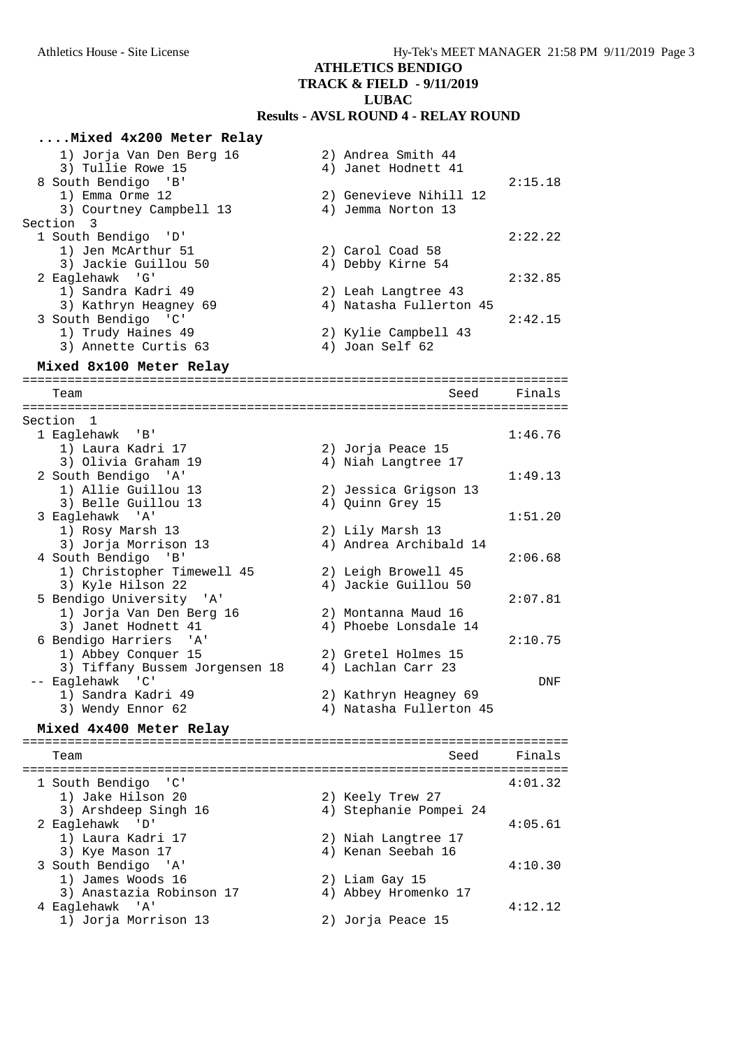# ATHLETICS BENDIGO
## TRACK & FIELD - 9/11/2019
## LUBAC
## Results - AVSL ROUND 4 - RELAY ROUND

### ....Mixed 4x200 Meter Relay

| Team | Seed | Finals |
|---|---|---|
| 1) Jorja Van Den Berg 16 / 2) Andrea Smith 44 / 3) Tullie Rowe 15 / 4) Janet Hodnett 41 | | |
| 8 South Bendigo 'B' | | 2:15.18 |
| 1) Emma Orme 12 / 2) Genevieve Nihill 12 / 3) Courtney Campbell 13 / 4) Jemma Norton 13 | | |
| **Section 3** | | |
| 1 South Bendigo 'D' | | 2:22.22 |
| 1) Jen McArthur 51 / 2) Carol Coad 58 / 3) Jackie Guillou 50 / 4) Debby Kirne 54 | | |
| 2 Eaglehawk 'G' | | 2:32.85 |
| 1) Sandra Kadri 49 / 2) Leah Langtree 43 / 3) Kathryn Heagney 69 / 4) Natasha Fullerton 45 | | |
| 3 South Bendigo 'C' | | 2:42.15 |
| 1) Trudy Haines 49 / 2) Kylie Campbell 43 / 3) Annette Curtis 63 / 4) Joan Self 62 | | |

### Mixed 8x100 Meter Relay

| Team | Seed | Finals |
|---|---|---|
| **Section 1** | | |
| 1 Eaglehawk 'B' | | 1:46.76 |
| 1) Laura Kadri 17 / 2) Jorja Peace 15 / 3) Olivia Graham 19 / 4) Niah Langtree 17 | | |
| 2 South Bendigo 'A' | | 1:49.13 |
| 1) Allie Guillou 13 / 2) Jessica Grigson 13 / 3) Belle Guillou 13 / 4) Quinn Grey 15 | | |
| 3 Eaglehawk 'A' | | 1:51.20 |
| 1) Rosy Marsh 13 / 2) Lily Marsh 13 / 3) Jorja Morrison 13 / 4) Andrea Archibald 14 | | |
| 4 South Bendigo 'B' | | 2:06.68 |
| 1) Christopher Timewell 45 / 2) Leigh Browell 45 / 3) Kyle Hilson 22 / 4) Jackie Guillou 50 | | |
| 5 Bendigo University 'A' | | 2:07.81 |
| 1) Jorja Van Den Berg 16 / 2) Montanna Maud 16 / 3) Janet Hodnett 41 / 4) Phoebe Lonsdale 14 | | |
| 6 Bendigo Harriers 'A' | | 2:10.75 |
| 1) Abbey Conquer 15 / 2) Gretel Holmes 15 / 3) Tiffany Bussem Jorgensen 18 / 4) Lachlan Carr 23 | | |
| -- Eaglehawk 'C' | | DNF |
| 1) Sandra Kadri 49 / 2) Kathryn Heagney 69 / 3) Wendy Ennor 62 / 4) Natasha Fullerton 45 | | |

### Mixed 4x400 Meter Relay

| Team | Seed | Finals |
|---|---|---|
| 1 South Bendigo 'C' | | 4:01.32 |
| 1) Jake Hilson 20 / 2) Keely Trew 27 / 3) Arshdeep Singh 16 / 4) Stephanie Pompei 24 | | |
| 2 Eaglehawk 'D' | | 4:05.61 |
| 1) Laura Kadri 17 / 2) Niah Langtree 17 / 3) Kye Mason 17 / 4) Kenan Seebah 16 | | |
| 3 South Bendigo 'A' | | 4:10.30 |
| 1) James Woods 16 / 2) Liam Gay 15 / 3) Anastazia Robinson 17 / 4) Abbey Hromenko 17 | | |
| 4 Eaglehawk 'A' | | 4:12.12 |
| 1) Jorja Morrison 13 / 2) Jorja Peace 15 | | |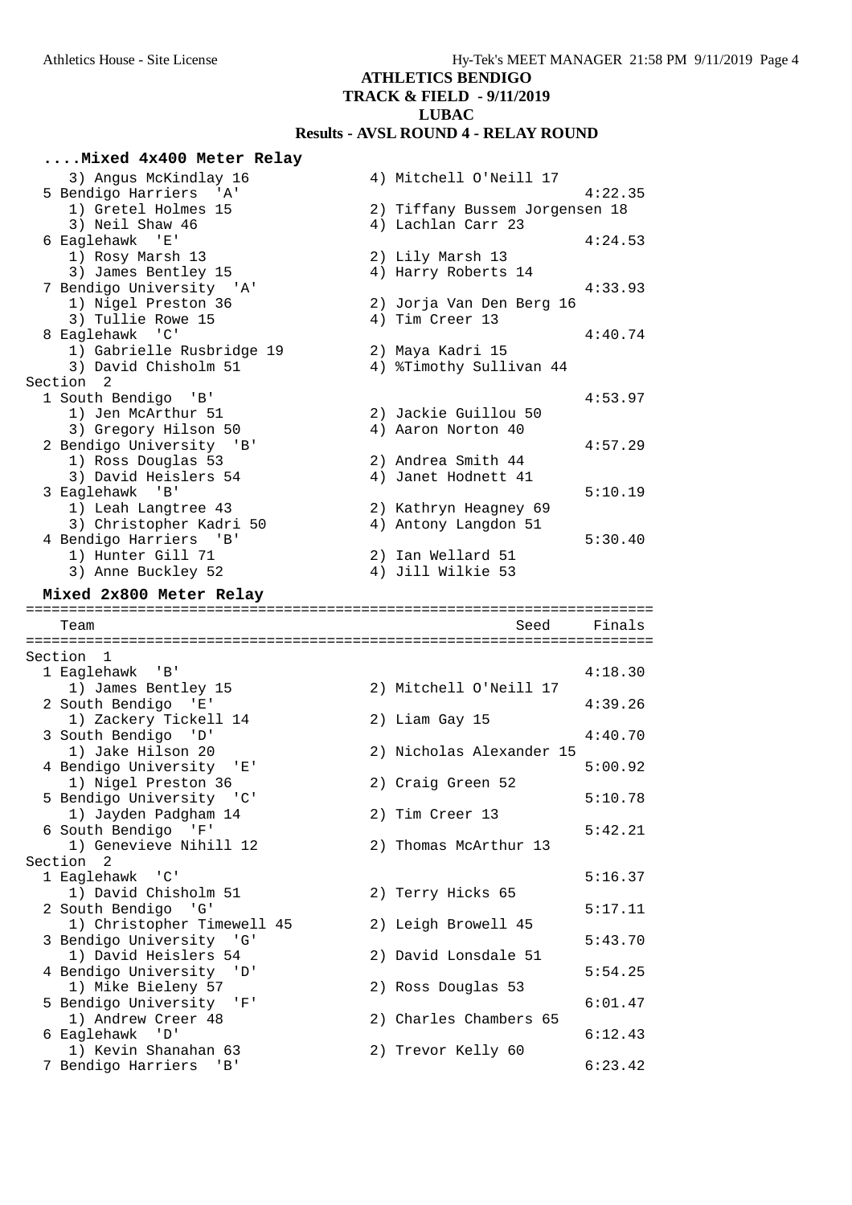## ATHLETICS BENDIGO
## TRACK & FIELD - 9/11/2019
## LUBAC
## Results - AVSL ROUND 4 - RELAY ROUND

### ....Mixed 4x400 Meter Relay

```
    3) Angus McKindlay 16              4) Mitchell O'Neill 17
  5 Bendigo Harriers  'A'                                      4:22.35
    1) Gretel Holmes 15                2) Tiffany Bussem Jorgensen 18
    3) Neil Shaw 46                    4) Lachlan Carr 23
  6 Eaglehawk  'E'                                             4:24.53
    1) Rosy Marsh 13                   2) Lily Marsh 13
    3) James Bentley 15                4) Harry Roberts 14
  7 Bendigo University  'A'                                    4:33.93
    1) Nigel Preston 36                2) Jorja Van Den Berg 16
    3) Tullie Rowe 15                  4) Tim Creer 13
  8 Eaglehawk  'C'                                             4:40.74
    1) Gabrielle Rusbridge 19          2) Maya Kadri 15
    3) David Chisholm 51               4) %Timothy Sullivan 44
Section  2
  1 South Bendigo  'B'                                         4:53.97
    1) Jen McArthur 51                 2) Jackie Guillou 50
    3) Gregory Hilson 50               4) Aaron Norton 40
  2 Bendigo University  'B'                                    4:57.29
    1) Ross Douglas 53                 2) Andrea Smith 44
    3) David Heislers 54               4) Janet Hodnett 41
  3 Eaglehawk  'B'                                             5:10.19
    1) Leah Langtree 43                2) Kathryn Heagney 69
    3) Christopher Kadri 50            4) Antony Langdon 51
  4 Bendigo Harriers  'B'                                      5:30.40
    1) Hunter Gill 71                  2) Ian Wellard 51
    3) Anne Buckley 52                 4) Jill Wilkie 53
```

### Mixed 2x800 Meter Relay

```
=======================================================================
    Team                                            Seed     Finals
=======================================================================
Section  1
  1 Eaglehawk  'B'                                             4:18.30
    1) James Bentley 15                2) Mitchell O'Neill 17
  2 South Bendigo  'E'                                         4:39.26
    1) Zackery Tickell 14              2) Liam Gay 15
  3 South Bendigo  'D'                                         4:40.70
    1) Jake Hilson 20                  2) Nicholas Alexander 15
  4 Bendigo University  'E'                                    5:00.92
    1) Nigel Preston 36                2) Craig Green 52
  5 Bendigo University  'C'                                    5:10.78
    1) Jayden Padgham 14               2) Tim Creer 13
  6 South Bendigo  'F'                                         5:42.21
    1) Genevieve Nihill 12             2) Thomas McArthur 13
Section  2
  1 Eaglehawk  'C'                                             5:16.37
    1) David Chisholm 51               2) Terry Hicks 65
  2 South Bendigo  'G'                                         5:17.11
    1) Christopher Timewell 45         2) Leigh Browell 45
  3 Bendigo University  'G'                                    5:43.70
    1) David Heislers 54               2) David Lonsdale 51
  4 Bendigo University  'D'                                    5:54.25
    1) Mike Bieleny 57                 2) Ross Douglas 53
  5 Bendigo University  'F'                                    6:01.47
    1) Andrew Creer 48                 2) Charles Chambers 65
  6 Eaglehawk  'D'                                             6:12.43
    1) Kevin Shanahan 63               2) Trevor Kelly 60
  7 Bendigo Harriers  'B'                                      6:23.42
```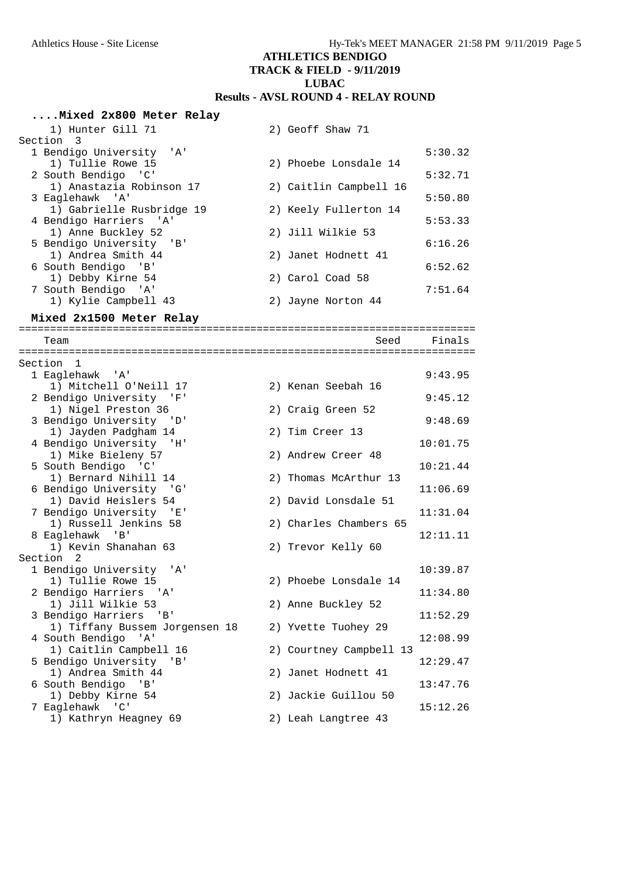## ATHLETICS BENDIGO
## TRACK & FIELD - 9/11/2019
## LUBAC
## Results - AVSL ROUND 4 - RELAY ROUND

### ....Mixed 2x800 Meter Relay

```
    1) Hunter Gill 71                 2) Geoff Shaw 71
Section  3
  1 Bendigo University  'A'                                     5:30.32
     1) Tullie Rowe 15                2) Phoebe Lonsdale 14
  2 South Bendigo  'C'                                          5:32.71
     1) Anastazia Robinson 17         2) Caitlin Campbell 16
  3 Eaglehawk  'A'                                              5:50.80
     1) Gabrielle Rusbridge 19        2) Keely Fullerton 14
  4 Bendigo Harriers  'A'                                       5:53.33
     1) Anne Buckley 52               2) Jill Wilkie 53
  5 Bendigo University  'B'                                     6:16.26
     1) Andrea Smith 44               2) Janet Hodnett 41
  6 South Bendigo  'B'                                          6:52.62
     1) Debby Kirne 54                2) Carol Coad 58
  7 South Bendigo  'A'                                          7:51.64
     1) Kylie Campbell 43             2) Jayne Norton 44
```

### Mixed 2x1500 Meter Relay

```
=======================================================================
    Team                                              Seed     Finals
=======================================================================
Section  1
  1 Eaglehawk  'A'                                              9:43.95
     1) Mitchell O'Neill 17           2) Kenan Seebah 16
  2 Bendigo University  'F'                                     9:45.12
     1) Nigel Preston 36              2) Craig Green 52
  3 Bendigo University  'D'                                     9:48.69
     1) Jayden Padgham 14             2) Tim Creer 13
  4 Bendigo University  'H'                                    10:01.75
     1) Mike Bieleny 57               2) Andrew Creer 48
  5 South Bendigo  'C'                                         10:21.44
     1) Bernard Nihill 14             2) Thomas McArthur 13
  6 Bendigo University  'G'                                    11:06.69
     1) David Heislers 54             2) David Lonsdale 51
  7 Bendigo University  'E'                                    11:31.04
     1) Russell Jenkins 58            2) Charles Chambers 65
  8 Eaglehawk  'B'                                             12:11.11
     1) Kevin Shanahan 63             2) Trevor Kelly 60
Section  2
  1 Bendigo University  'A'                                    10:39.87
     1) Tullie Rowe 15                2) Phoebe Lonsdale 14
  2 Bendigo Harriers  'A'                                      11:34.80
     1) Jill Wilkie 53                2) Anne Buckley 52
  3 Bendigo Harriers  'B'                                      11:52.29
     1) Tiffany Bussem Jorgensen 18   2) Yvette Tuohey 29
  4 South Bendigo  'A'                                         12:08.99
     1) Caitlin Campbell 16           2) Courtney Campbell 13
  5 Bendigo University  'B'                                    12:29.47
     1) Andrea Smith 44               2) Janet Hodnett 41
  6 South Bendigo  'B'                                         13:47.76
     1) Debby Kirne 54                2) Jackie Guillou 50
  7 Eaglehawk  'C'                                             15:12.26
     1) Kathryn Heagney 69            2) Leah Langtree 43
```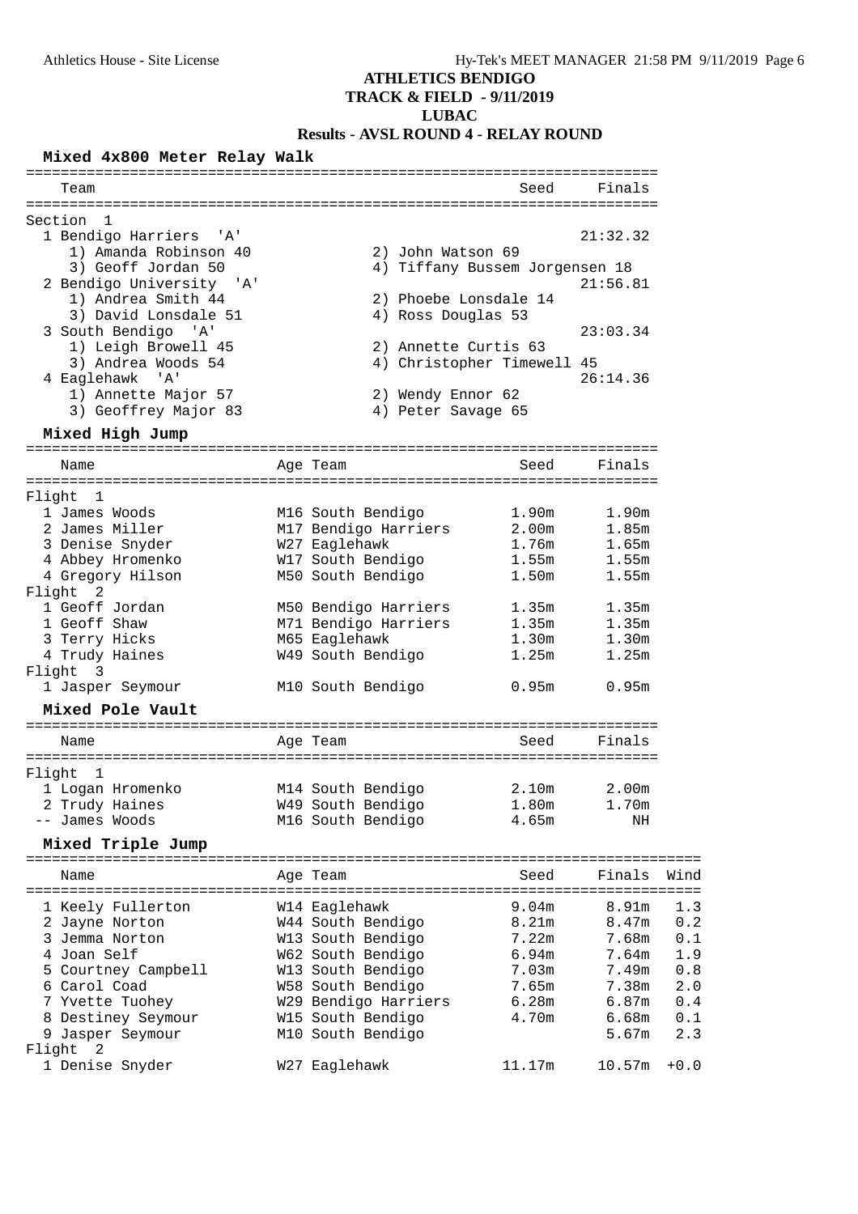# ATHLETICS BENDIGO
## TRACK & FIELD - 9/11/2019
## LUBAC
## Results - AVSL ROUND 4 - RELAY ROUND

### Mixed 4x800 Meter Relay Walk

| Team | Seed | Finals |
|---|---|---|
| **Section 1** | | |
| 1 Bendigo Harriers 'A' | | 21:32.32 |
| 1) Amanda Robinson 40; 2) John Watson 69; 3) Geoff Jordan 50; 4) Tiffany Bussem Jorgensen 18 | | |
| 2 Bendigo University 'A' | | 21:56.81 |
| 1) Andrea Smith 44; 2) Phoebe Lonsdale 14; 3) David Lonsdale 51; 4) Ross Douglas 53 | | |
| 3 South Bendigo 'A' | | 23:03.34 |
| 1) Leigh Browell 45; 2) Annette Curtis 63; 3) Andrea Woods 54; 4) Christopher Timewell 45 | | |
| 4 Eaglehawk 'A' | | 26:14.36 |
| 1) Annette Major 57; 2) Wendy Ennor 62; 3) Geoffrey Major 83; 4) Peter Savage 65 | | |

### Mixed High Jump

| Name | Age | Team | Seed | Finals |
|---|---|---|---|---|
| **Flight 1** | | | | |
| 1 James Woods | M16 | South Bendigo | 1.90m | 1.90m |
| 2 James Miller | M17 | Bendigo Harriers | 2.00m | 1.85m |
| 3 Denise Snyder | W27 | Eaglehawk | 1.76m | 1.65m |
| 4 Abbey Hromenko | W17 | South Bendigo | 1.55m | 1.55m |
| 4 Gregory Hilson | M50 | South Bendigo | 1.50m | 1.55m |
| **Flight 2** | | | | |
| 1 Geoff Jordan | M50 | Bendigo Harriers | 1.35m | 1.35m |
| 1 Geoff Shaw | M71 | Bendigo Harriers | 1.35m | 1.35m |
| 3 Terry Hicks | M65 | Eaglehawk | 1.30m | 1.30m |
| 4 Trudy Haines | W49 | South Bendigo | 1.25m | 1.25m |
| **Flight 3** | | | | |
| 1 Jasper Seymour | M10 | South Bendigo | 0.95m | 0.95m |

### Mixed Pole Vault

| Name | Age | Team | Seed | Finals |
|---|---|---|---|---|
| **Flight 1** | | | | |
| 1 Logan Hromenko | M14 | South Bendigo | 2.10m | 2.00m |
| 2 Trudy Haines | W49 | South Bendigo | 1.80m | 1.70m |
| -- James Woods | M16 | South Bendigo | 4.65m | NH |

### Mixed Triple Jump

| Name | Age | Team | Seed | Finals | Wind |
|---|---|---|---|---|---|
| 1 Keely Fullerton | W14 | Eaglehawk | 9.04m | 8.91m | 1.3 |
| 2 Jayne Norton | W44 | South Bendigo | 8.21m | 8.47m | 0.2 |
| 3 Jemma Norton | W13 | South Bendigo | 7.22m | 7.68m | 0.1 |
| 4 Joan Self | W62 | South Bendigo | 6.94m | 7.64m | 1.9 |
| 5 Courtney Campbell | W13 | South Bendigo | 7.03m | 7.49m | 0.8 |
| 6 Carol Coad | W58 | South Bendigo | 7.65m | 7.38m | 2.0 |
| 7 Yvette Tuohey | W29 | Bendigo Harriers | 6.28m | 6.87m | 0.4 |
| 8 Destiney Seymour | W15 | South Bendigo | 4.70m | 6.68m | 0.1 |
| 9 Jasper Seymour | M10 | South Bendigo | | 5.67m | 2.3 |
| **Flight 2** | | | | | |
| 1 Denise Snyder | W27 | Eaglehawk | 11.17m | 10.57m | +0.0 |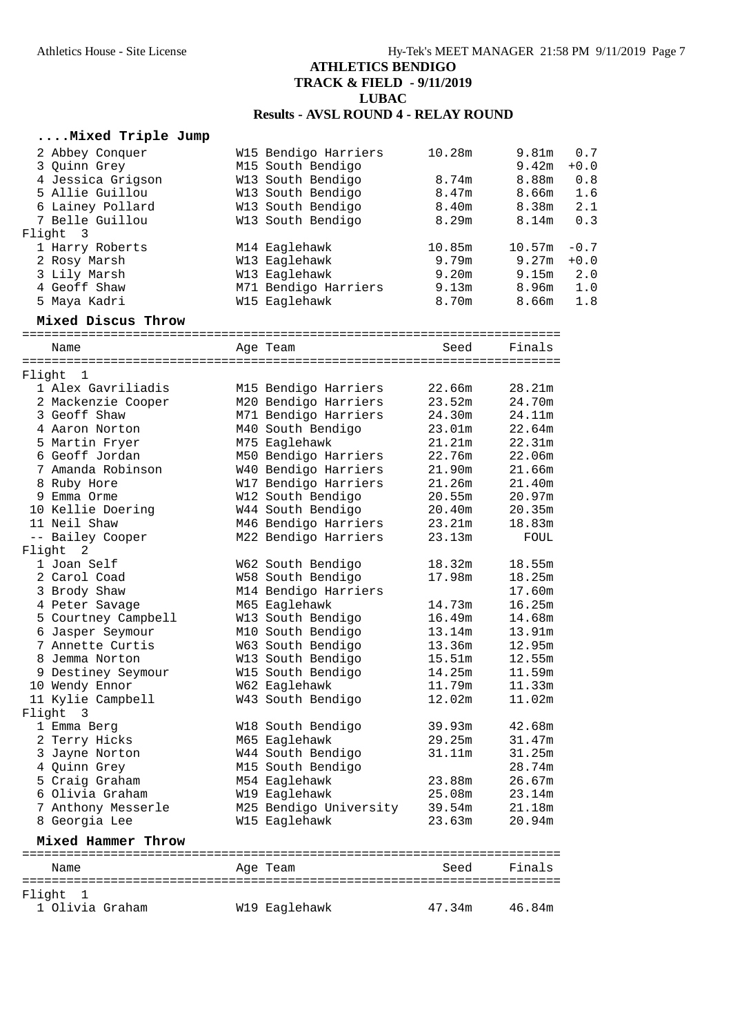# ATHLETICS BENDIGO
## TRACK & FIELD - 9/11/2019
## LUBAC
## Results - AVSL ROUND 4 - RELAY ROUND

### ....Mixed Triple Jump

| Place | Name | Age | Team | Seed | Finals | Wind |
|---|---|---|---|---|---|---|
| 2 | Abbey Conquer | W15 | Bendigo Harriers | 10.28m | 9.81m | 0.7 |
| 3 | Quinn Grey | M15 | South Bendigo | | 9.42m | +0.0 |
| 4 | Jessica Grigson | W13 | South Bendigo | 8.74m | 8.88m | 0.8 |
| 5 | Allie Guillou | W13 | South Bendigo | 8.47m | 8.66m | 1.6 |
| 6 | Lainey Pollard | W13 | South Bendigo | 8.40m | 8.38m | 2.1 |
| 7 | Belle Guillou | W13 | South Bendigo | 8.29m | 8.14m | 0.3 |
| **Flight 3** | | | | | | |
| 1 | Harry Roberts | M14 | Eaglehawk | 10.85m | 10.57m | -0.7 |
| 2 | Rosy Marsh | W13 | Eaglehawk | 9.79m | 9.27m | +0.0 |
| 3 | Lily Marsh | W13 | Eaglehawk | 9.20m | 9.15m | 2.0 |
| 4 | Geoff Shaw | M71 | Bendigo Harriers | 9.13m | 8.96m | 1.0 |
| 5 | Maya Kadri | W15 | Eaglehawk | 8.70m | 8.66m | 1.8 |

### Mixed Discus Throw

| Place | Name | Age | Team | Seed | Finals |
|---|---|---|---|---|---|
| **Flight 1** | | | | | |
| 1 | Alex Gavriliadis | M15 | Bendigo Harriers | 22.66m | 28.21m |
| 2 | Mackenzie Cooper | M20 | Bendigo Harriers | 23.52m | 24.70m |
| 3 | Geoff Shaw | M71 | Bendigo Harriers | 24.30m | 24.11m |
| 4 | Aaron Norton | M40 | South Bendigo | 23.01m | 22.64m |
| 5 | Martin Fryer | M75 | Eaglehawk | 21.21m | 22.31m |
| 6 | Geoff Jordan | M50 | Bendigo Harriers | 22.76m | 22.06m |
| 7 | Amanda Robinson | W40 | Bendigo Harriers | 21.90m | 21.66m |
| 8 | Ruby Hore | W17 | Bendigo Harriers | 21.26m | 21.40m |
| 9 | Emma Orme | W12 | South Bendigo | 20.55m | 20.97m |
| 10 | Kellie Doering | W44 | South Bendigo | 20.40m | 20.35m |
| 11 | Neil Shaw | M46 | Bendigo Harriers | 23.21m | 18.83m |
| -- | Bailey Cooper | M22 | Bendigo Harriers | 23.13m | FOUL |
| **Flight 2** | | | | | |
| 1 | Joan Self | W62 | South Bendigo | 18.32m | 18.55m |
| 2 | Carol Coad | W58 | South Bendigo | 17.98m | 18.25m |
| 3 | Brody Shaw | M14 | Bendigo Harriers | | 17.60m |
| 4 | Peter Savage | M65 | Eaglehawk | 14.73m | 16.25m |
| 5 | Courtney Campbell | W13 | South Bendigo | 16.49m | 14.68m |
| 6 | Jasper Seymour | M10 | South Bendigo | 13.14m | 13.91m |
| 7 | Annette Curtis | W63 | South Bendigo | 13.36m | 12.95m |
| 8 | Jemma Norton | W13 | South Bendigo | 15.51m | 12.55m |
| 9 | Destiney Seymour | W15 | South Bendigo | 14.25m | 11.59m |
| 10 | Wendy Ennor | W62 | Eaglehawk | 11.79m | 11.33m |
| 11 | Kylie Campbell | W43 | South Bendigo | 12.02m | 11.02m |
| **Flight 3** | | | | | |
| 1 | Emma Berg | W18 | South Bendigo | 39.93m | 42.68m |
| 2 | Terry Hicks | M65 | Eaglehawk | 29.25m | 31.47m |
| 3 | Jayne Norton | W44 | South Bendigo | 31.11m | 31.25m |
| 4 | Quinn Grey | M15 | South Bendigo | | 28.74m |
| 5 | Craig Graham | M54 | Eaglehawk | 23.88m | 26.67m |
| 6 | Olivia Graham | W19 | Eaglehawk | 25.08m | 23.14m |
| 7 | Anthony Messerle | M25 | Bendigo University | 39.54m | 21.18m |
| 8 | Georgia Lee | W15 | Eaglehawk | 23.63m | 20.94m |

### Mixed Hammer Throw

| Place | Name | Age | Team | Seed | Finals |
|---|---|---|---|---|---|
| **Flight 1** | | | | | |
| 1 | Olivia Graham | W19 | Eaglehawk | 47.34m | 46.84m |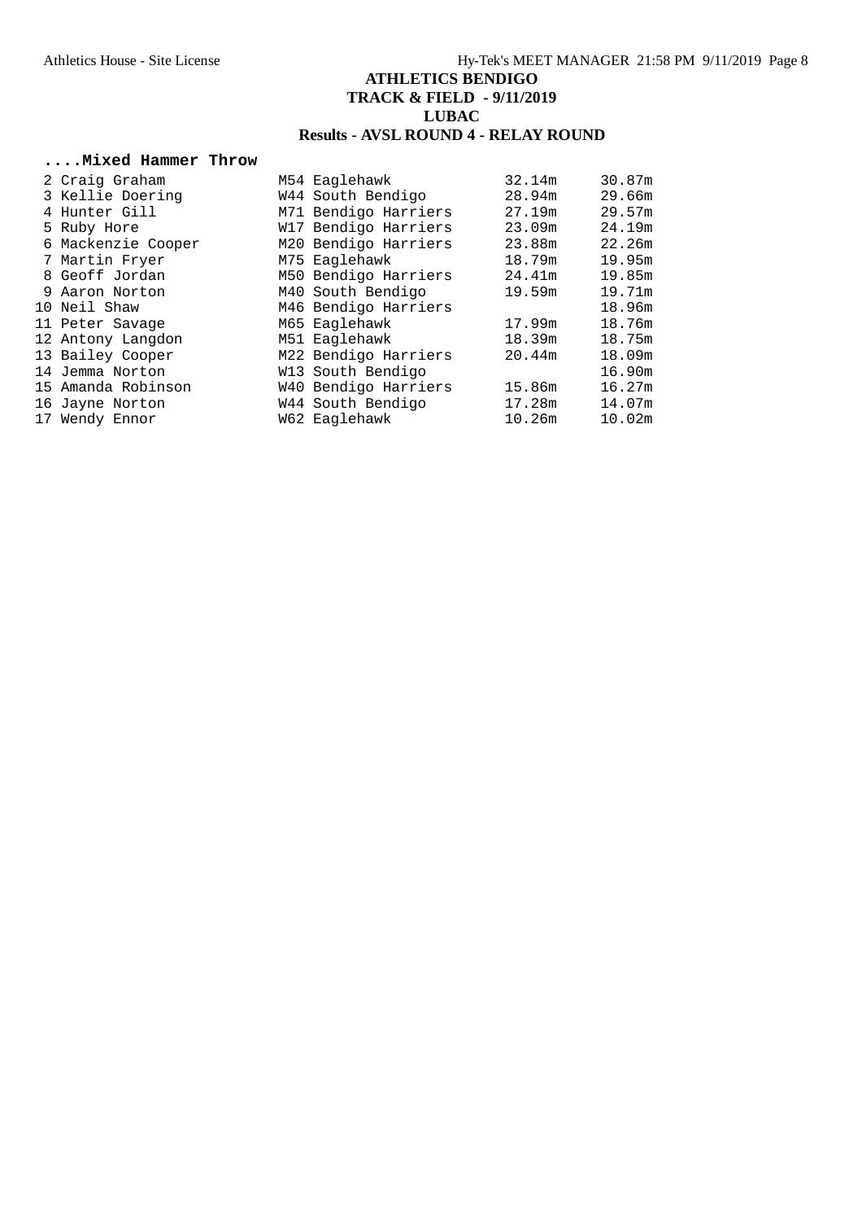# ATHLETICS BENDIGO

## TRACK & FIELD - 9/11/2019

## LUBAC

## Results - AVSL ROUND 4 - RELAY ROUND

### ....Mixed Hammer Throw

| | | | | |
|---|---|---|---|---|
| 2 | Craig Graham | M54 Eaglehawk | 32.14m | 30.87m |
| 3 | Kellie Doering | W44 South Bendigo | 28.94m | 29.66m |
| 4 | Hunter Gill | M71 Bendigo Harriers | 27.19m | 29.57m |
| 5 | Ruby Hore | W17 Bendigo Harriers | 23.09m | 24.19m |
| 6 | Mackenzie Cooper | M20 Bendigo Harriers | 23.88m | 22.26m |
| 7 | Martin Fryer | M75 Eaglehawk | 18.79m | 19.95m |
| 8 | Geoff Jordan | M50 Bendigo Harriers | 24.41m | 19.85m |
| 9 | Aaron Norton | M40 South Bendigo | 19.59m | 19.71m |
| 10 | Neil Shaw | M46 Bendigo Harriers | | 18.96m |
| 11 | Peter Savage | M65 Eaglehawk | 17.99m | 18.76m |
| 12 | Antony Langdon | M51 Eaglehawk | 18.39m | 18.75m |
| 13 | Bailey Cooper | M22 Bendigo Harriers | 20.44m | 18.09m |
| 14 | Jemma Norton | W13 South Bendigo | | 16.90m |
| 15 | Amanda Robinson | W40 Bendigo Harriers | 15.86m | 16.27m |
| 16 | Jayne Norton | W44 South Bendigo | 17.28m | 14.07m |
| 17 | Wendy Ennor | W62 Eaglehawk | 10.26m | 10.02m |